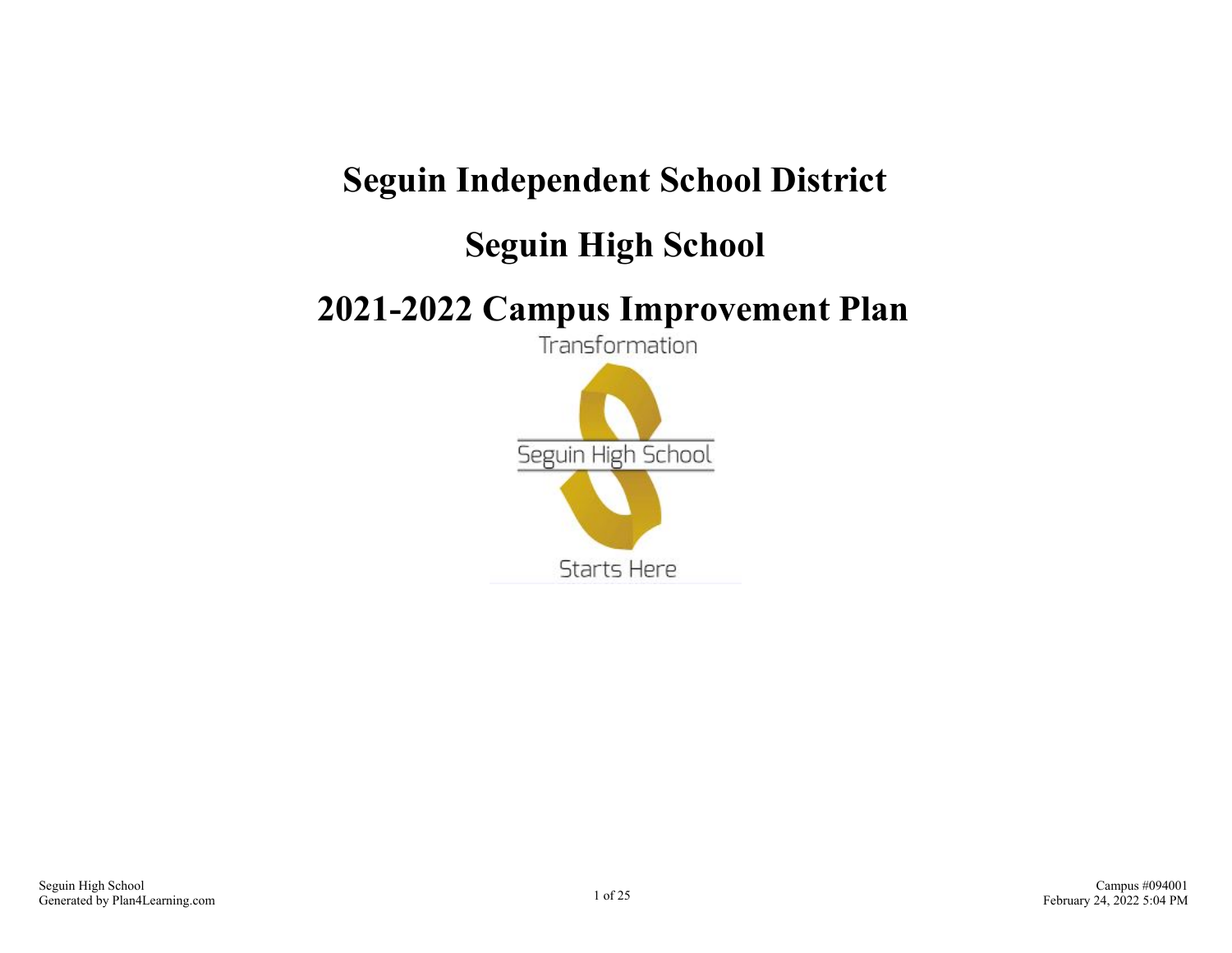# Seguin Independent School District

# Seguin High School

# 2021-2022 Campus Improvement Plan

Transformation

Seguin High School

Starts Here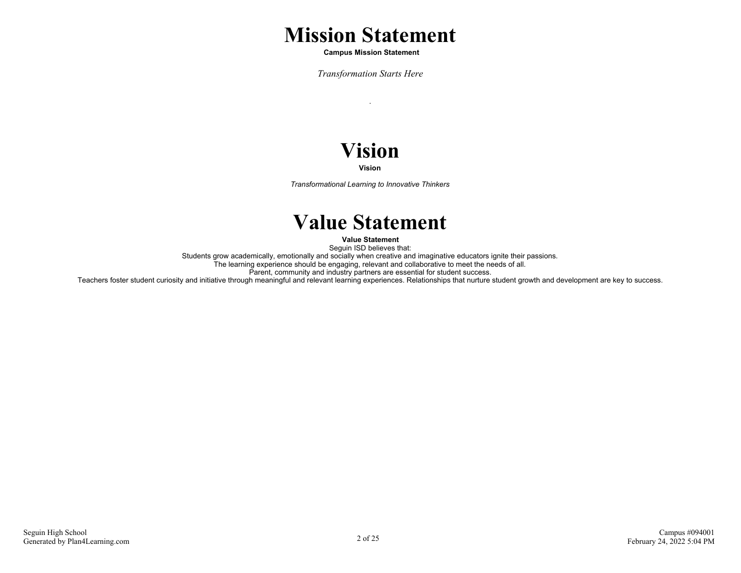# Mission Statement

**Campus Mission Statement**

*Transformation Starts Here*

.

# Vision

**Vision**

*Transformational Learning to Innovative Thinkers*

# Value Statement

**Value Statement**

Seguin ISD believes that:

Students grow academically, emotionally and socially when creative and imaginative educators ignite their passions.

The learning experience should be engaging, relevant and collaborative to meet the needs of all.

Parent, community and industry partners are essential for student success.

Teachers foster student curiosity and initiative through meaningful and relevant learning experiences. Relationships that nurture student growth and development are key to success.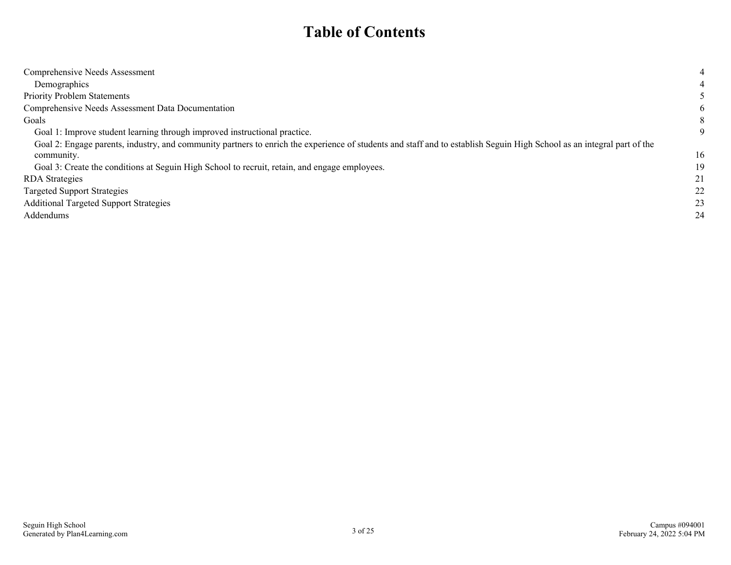# Table of Contents

| | |
|---|---|
| Comprehensive Needs Assessment | 4 |
| Demographics | 4 |
| Priority Problem Statements | 5 |
| Comprehensive Needs Assessment Data Documentation | 6 |
| Goals | 8 |
| Goal 1: Improve student learning through improved instructional practice. | 9 |
| Goal 2: Engage parents, industry, and community partners to enrich the experience of students and staff and to establish Seguin High School as an integral part of the community. | 16 |
| Goal 3: Create the conditions at Seguin High School to recruit, retain, and engage employees. | 19 |
| RDA Strategies | 21 |
| Targeted Support Strategies | 22 |
| Additional Targeted Support Strategies | 23 |
| Addendums | 24 |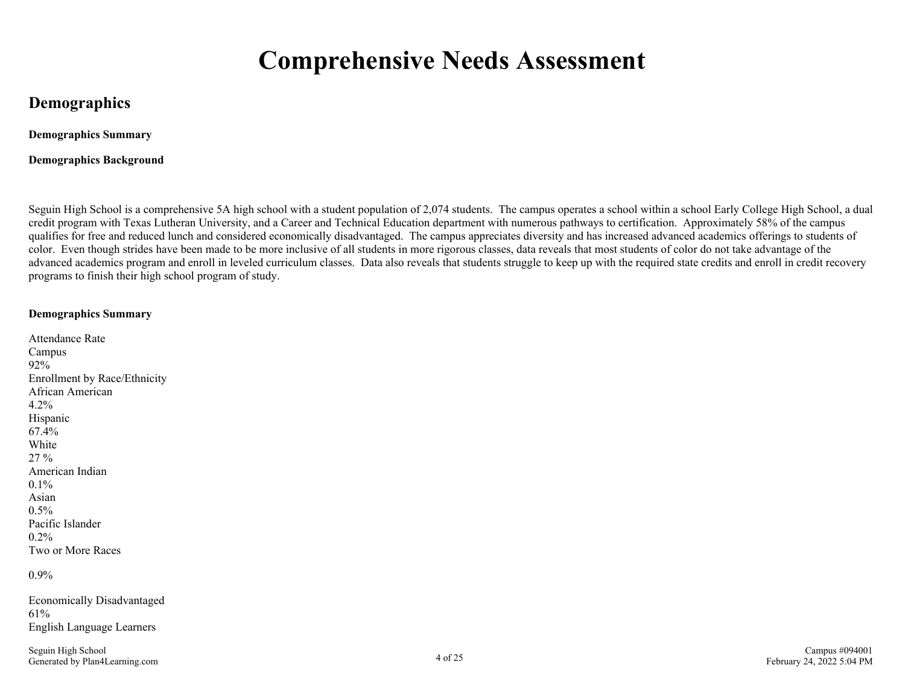# Comprehensive Needs Assessment

## Demographics

**Demographics Summary**

**Demographics Background**

Seguin High School is a comprehensive 5A high school with a student population of 2,074 students. The campus operates a school within a school Early College High School, a dual credit program with Texas Lutheran University, and a Career and Technical Education department with numerous pathways to certification. Approximately 58% of the campus qualifies for free and reduced lunch and considered economically disadvantaged. The campus appreciates diversity and has increased advanced academics offerings to students of color. Even though strides have been made to be more inclusive of all students in more rigorous classes, data reveals that most students of color do not take advantage of the advanced academics program and enroll in leveled curriculum classes. Data also reveals that students struggle to keep up with the required state credits and enroll in credit recovery programs to finish their high school program of study.

**Demographics Summary**

Attendance Rate
Campus
92%
Enrollment by Race/Ethnicity
African American
4.2%
Hispanic
67.4%
White
27 %
American Indian
0.1%
Asian
0.5%
Pacific Islander
0.2%
Two or More Races

0.9%

Economically Disadvantaged
61%
English Language Learners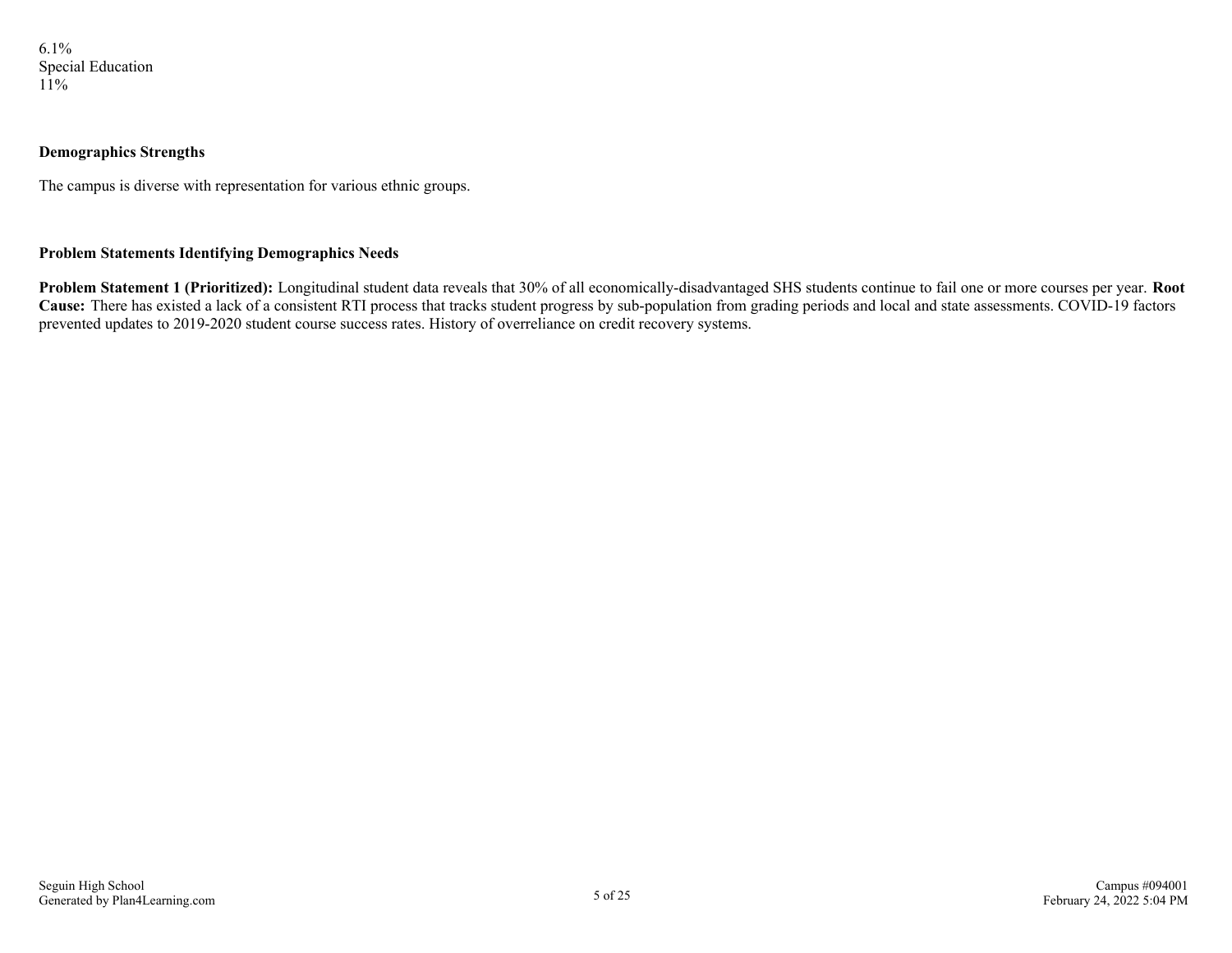6.1%
Special Education
11%

**Demographics Strengths**

The campus is diverse with representation for various ethnic groups.

**Problem Statements Identifying Demographics Needs**

**Problem Statement 1 (Prioritized):** Longitudinal student data reveals that 30% of all economically-disadvantaged SHS students continue to fail one or more courses per year. **Root Cause:** There has existed a lack of a consistent RTI process that tracks student progress by sub-population from grading periods and local and state assessments. COVID-19 factors prevented updates to 2019-2020 student course success rates. History of overreliance on credit recovery systems.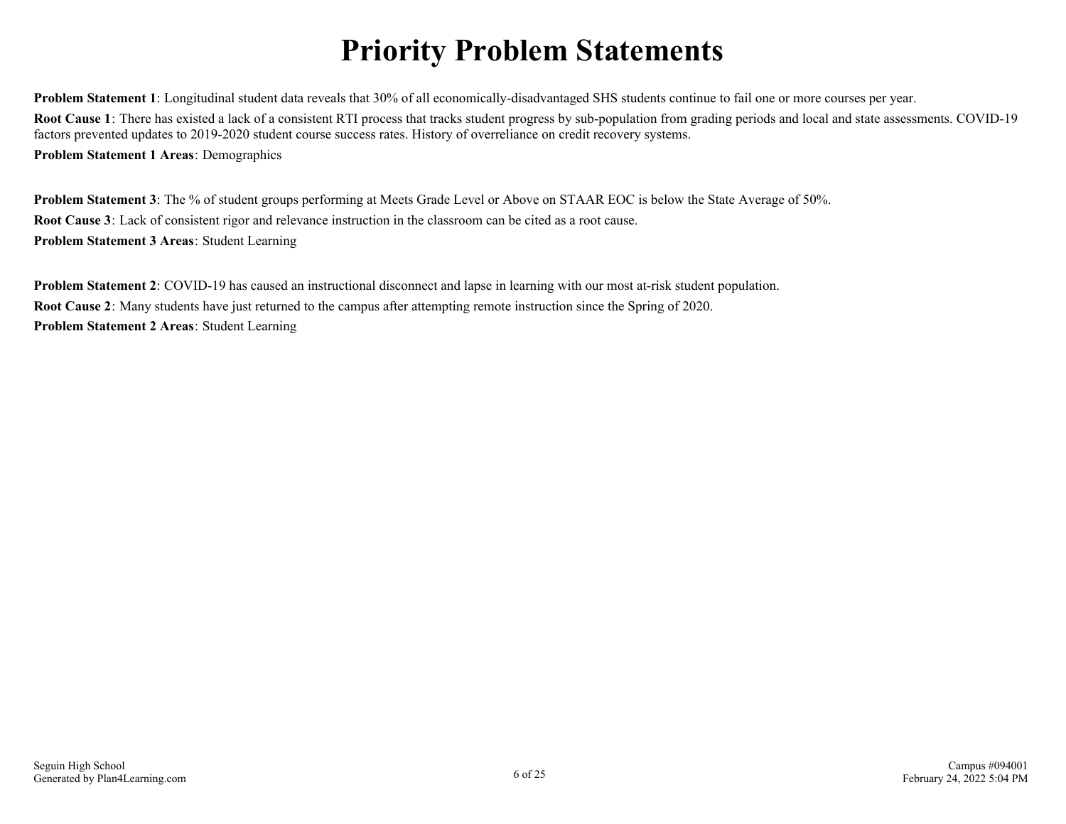# Priority Problem Statements

**Problem Statement 1**: Longitudinal student data reveals that 30% of all economically-disadvantaged SHS students continue to fail one or more courses per year.

**Root Cause 1**: There has existed a lack of a consistent RTI process that tracks student progress by sub-population from grading periods and local and state assessments. COVID-19 factors prevented updates to 2019-2020 student course success rates. History of overreliance on credit recovery systems.

**Problem Statement 1 Areas**: Demographics

**Problem Statement 3**: The % of student groups performing at Meets Grade Level or Above on STAAR EOC is below the State Average of 50%.

**Root Cause 3**: Lack of consistent rigor and relevance instruction in the classroom can be cited as a root cause.

**Problem Statement 3 Areas**: Student Learning

**Problem Statement 2**: COVID-19 has caused an instructional disconnect and lapse in learning with our most at-risk student population.

**Root Cause 2**: Many students have just returned to the campus after attempting remote instruction since the Spring of 2020.

**Problem Statement 2 Areas**: Student Learning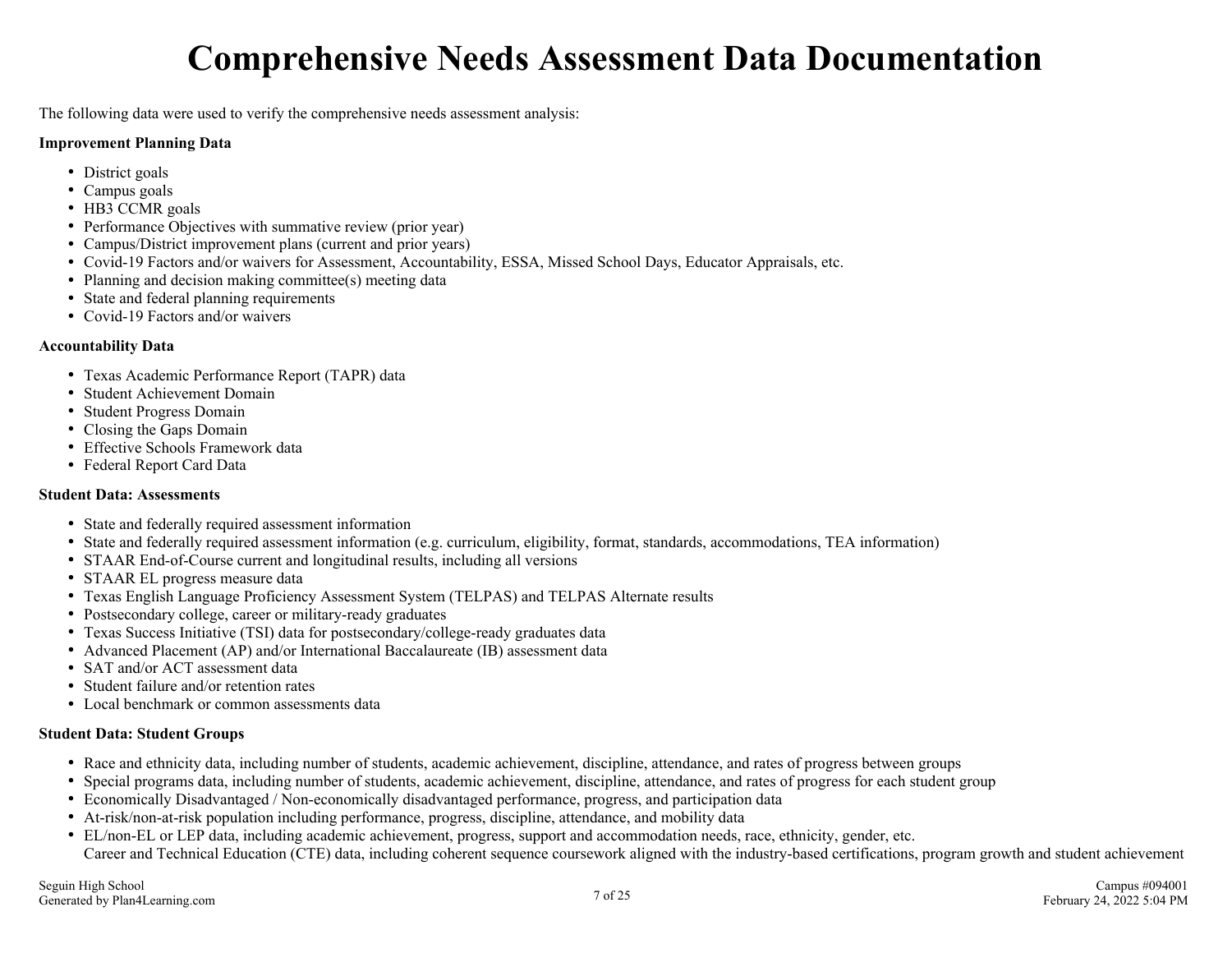# Comprehensive Needs Assessment Data Documentation

The following data were used to verify the comprehensive needs assessment analysis:

**Improvement Planning Data**

- District goals
- Campus goals
- HB3 CCMR goals
- Performance Objectives with summative review (prior year)
- Campus/District improvement plans (current and prior years)
- Covid-19 Factors and/or waivers for Assessment, Accountability, ESSA, Missed School Days, Educator Appraisals, etc.
- Planning and decision making committee(s) meeting data
- State and federal planning requirements
- Covid-19 Factors and/or waivers

**Accountability Data**

- Texas Academic Performance Report (TAPR) data
- Student Achievement Domain
- Student Progress Domain
- Closing the Gaps Domain
- Effective Schools Framework data
- Federal Report Card Data

**Student Data: Assessments**

- State and federally required assessment information
- State and federally required assessment information (e.g. curriculum, eligibility, format, standards, accommodations, TEA information)
- STAAR End-of-Course current and longitudinal results, including all versions
- STAAR EL progress measure data
- Texas English Language Proficiency Assessment System (TELPAS) and TELPAS Alternate results
- Postsecondary college, career or military-ready graduates
- Texas Success Initiative (TSI) data for postsecondary/college-ready graduates data
- Advanced Placement (AP) and/or International Baccalaureate (IB) assessment data
- SAT and/or ACT assessment data
- Student failure and/or retention rates
- Local benchmark or common assessments data

**Student Data: Student Groups**

- Race and ethnicity data, including number of students, academic achievement, discipline, attendance, and rates of progress between groups
- Special programs data, including number of students, academic achievement, discipline, attendance, and rates of progress for each student group
- Economically Disadvantaged / Non-economically disadvantaged performance, progress, and participation data
- At-risk/non-at-risk population including performance, progress, discipline, attendance, and mobility data
- EL/non-EL or LEP data, including academic achievement, progress, support and accommodation needs, race, ethnicity, gender, etc.
  Career and Technical Education (CTE) data, including coherent sequence coursework aligned with the industry-based certifications, program growth and student achievement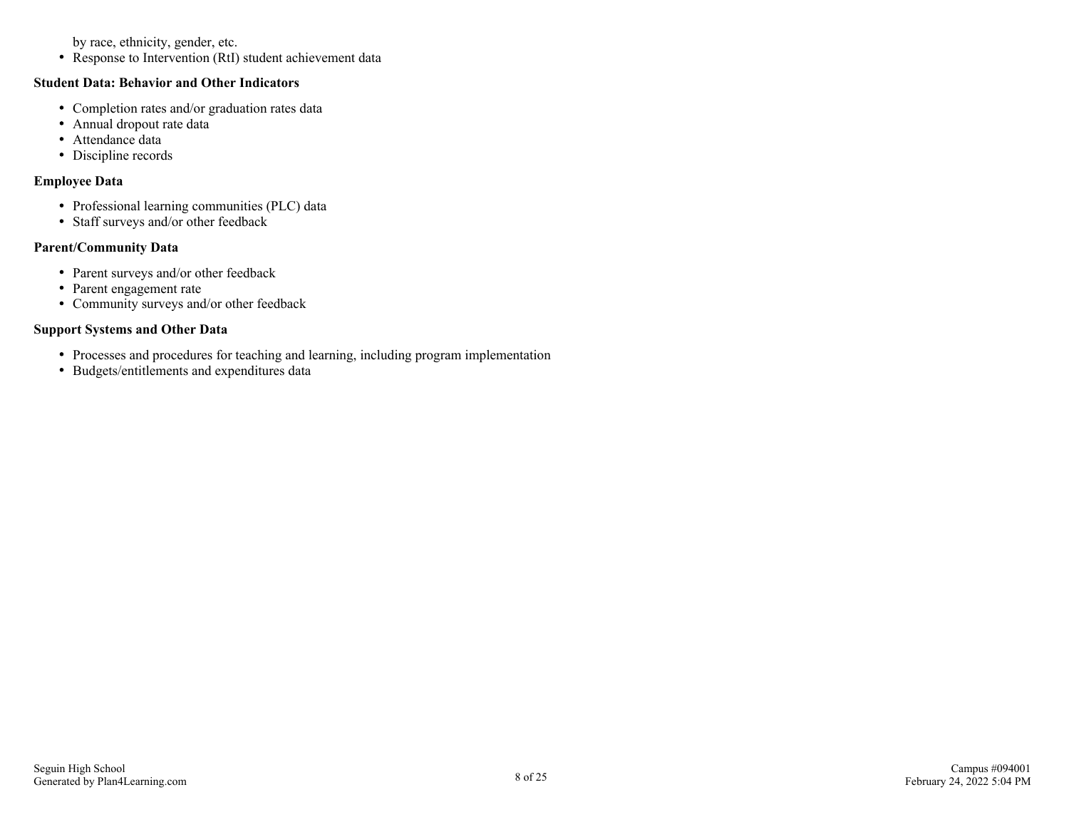by race, ethnicity, gender, etc.

- Response to Intervention (RtI) student achievement data

**Student Data: Behavior and Other Indicators**

- Completion rates and/or graduation rates data
- Annual dropout rate data
- Attendance data
- Discipline records

**Employee Data**

- Professional learning communities (PLC) data
- Staff surveys and/or other feedback

**Parent/Community Data**

- Parent surveys and/or other feedback
- Parent engagement rate
- Community surveys and/or other feedback

**Support Systems and Other Data**

- Processes and procedures for teaching and learning, including program implementation
- Budgets/entitlements and expenditures data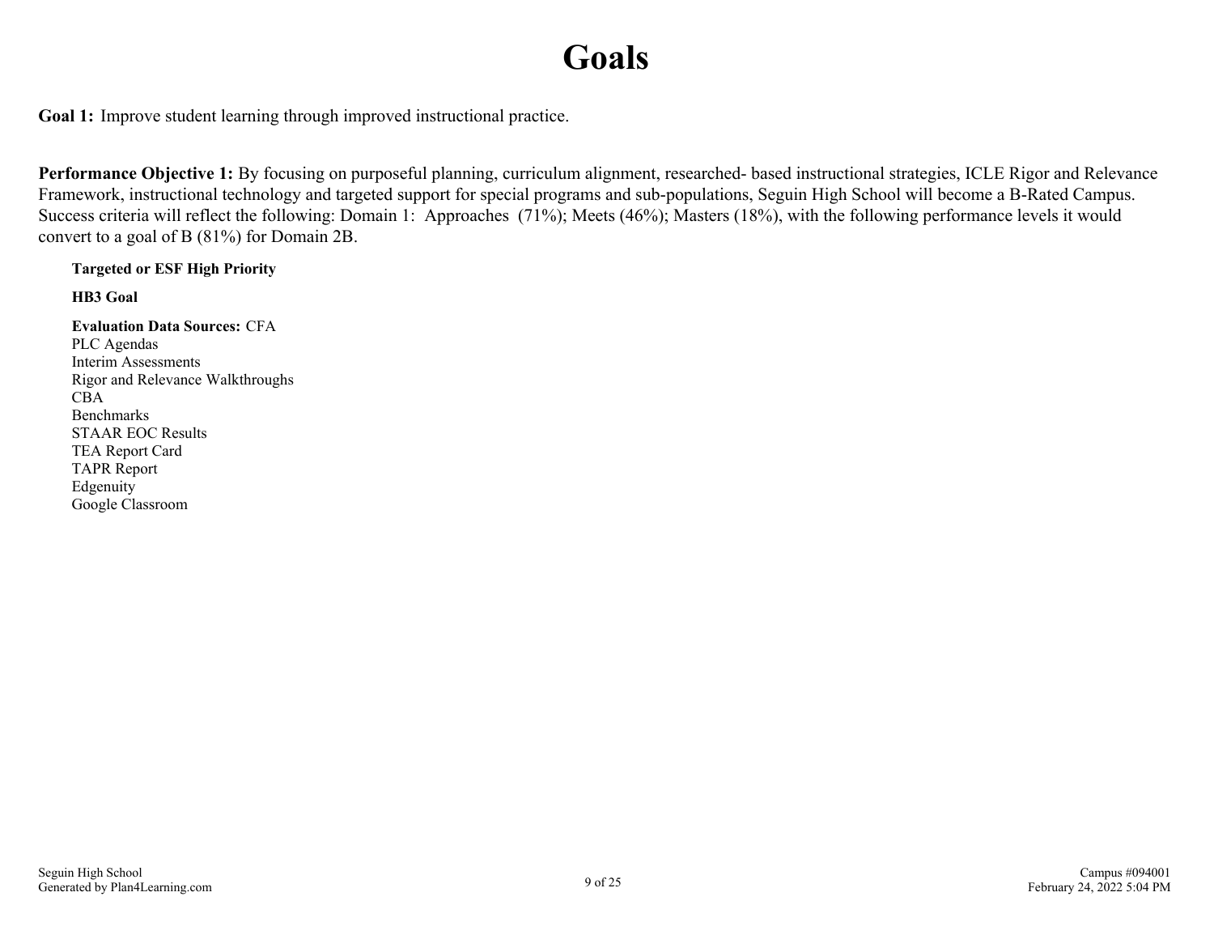# Goals

**Goal 1:** Improve student learning through improved instructional practice.

**Performance Objective 1:** By focusing on purposeful planning, curriculum alignment, researched- based instructional strategies, ICLE Rigor and Relevance Framework, instructional technology and targeted support for special programs and sub-populations, Seguin High School will become a B-Rated Campus. Success criteria will reflect the following: Domain 1: Approaches (71%); Meets (46%); Masters (18%), with the following performance levels it would convert to a goal of B (81%) for Domain 2B.

**Targeted or ESF High Priority**

**HB3 Goal**

**Evaluation Data Sources:** CFA
PLC Agendas
Interim Assessments
Rigor and Relevance Walkthroughs
CBA
Benchmarks
STAAR EOC Results
TEA Report Card
TAPR Report
Edgenuity
Google Classroom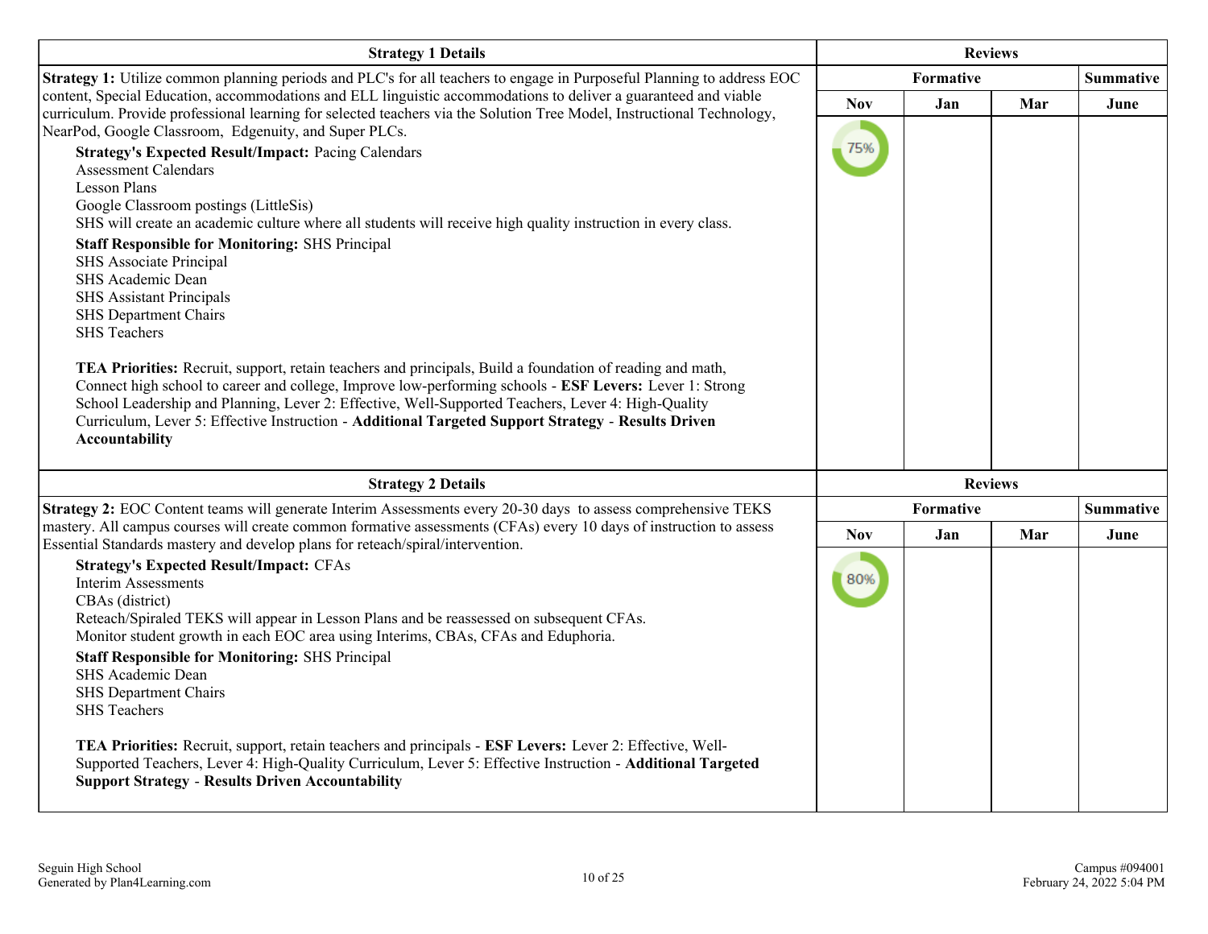| Strategy 1 Details | Reviews | | | |
|---|---|---|---|---|
| | Formative | | | Summative |
| | Nov | Jan | Mar | June |
| **Strategy 1:** Utilize common planning periods and PLC's for all teachers to engage in Purposeful Planning to address EOC content, Special Education, accommodations and ELL linguistic accommodations to deliver a guaranteed and viable curriculum. Provide professional learning for selected teachers via the Solution Tree Model, Instructional Technology, NearPod, Google Classroom, Edgenuity, and Super PLCs.<br>**Strategy's Expected Result/Impact:** Pacing Calendars<br>Assessment Calendars<br>Lesson Plans<br>Google Classroom postings (LittleSis)<br>SHS will create an academic culture where all students will receive high quality instruction in every class.<br>**Staff Responsible for Monitoring:** SHS Principal<br>SHS Associate Principal<br>SHS Academic Dean<br>SHS Assistant Principals<br>SHS Department Chairs<br>SHS Teachers<br><br>**TEA Priorities:** Recruit, support, retain teachers and principals, Build a foundation of reading and math, Connect high school to career and college, Improve low-performing schools - **ESF Levers:** Lever 1: Strong School Leadership and Planning, Lever 2: Effective, Well-Supported Teachers, Lever 4: High-Quality Curriculum, Lever 5: Effective Instruction - **Additional Targeted Support Strategy** - **Results Driven Accountability** | 75% | | | |

| Strategy 2 Details | Reviews | | | |
|---|---|---|---|---|
| | Formative | | | Summative |
| | Nov | Jan | Mar | June |
| **Strategy 2:** EOC Content teams will generate Interim Assessments every 20-30 days to assess comprehensive TEKS mastery. All campus courses will create common formative assessments (CFAs) every 10 days of instruction to assess Essential Standards mastery and develop plans for reteach/spiral/intervention.<br>**Strategy's Expected Result/Impact:** CFAs<br>Interim Assessments<br>CBAs (district)<br>Reteach/Spiraled TEKS will appear in Lesson Plans and be reassessed on subsequent CFAs.<br>Monitor student growth in each EOC area using Interims, CBAs, CFAs and Eduphoria.<br>**Staff Responsible for Monitoring:** SHS Principal<br>SHS Academic Dean<br>SHS Department Chairs<br>SHS Teachers<br><br>**TEA Priorities:** Recruit, support, retain teachers and principals - **ESF Levers:** Lever 2: Effective, Well-Supported Teachers, Lever 4: High-Quality Curriculum, Lever 5: Effective Instruction - **Additional Targeted Support Strategy** - **Results Driven Accountability** | 80% | | | |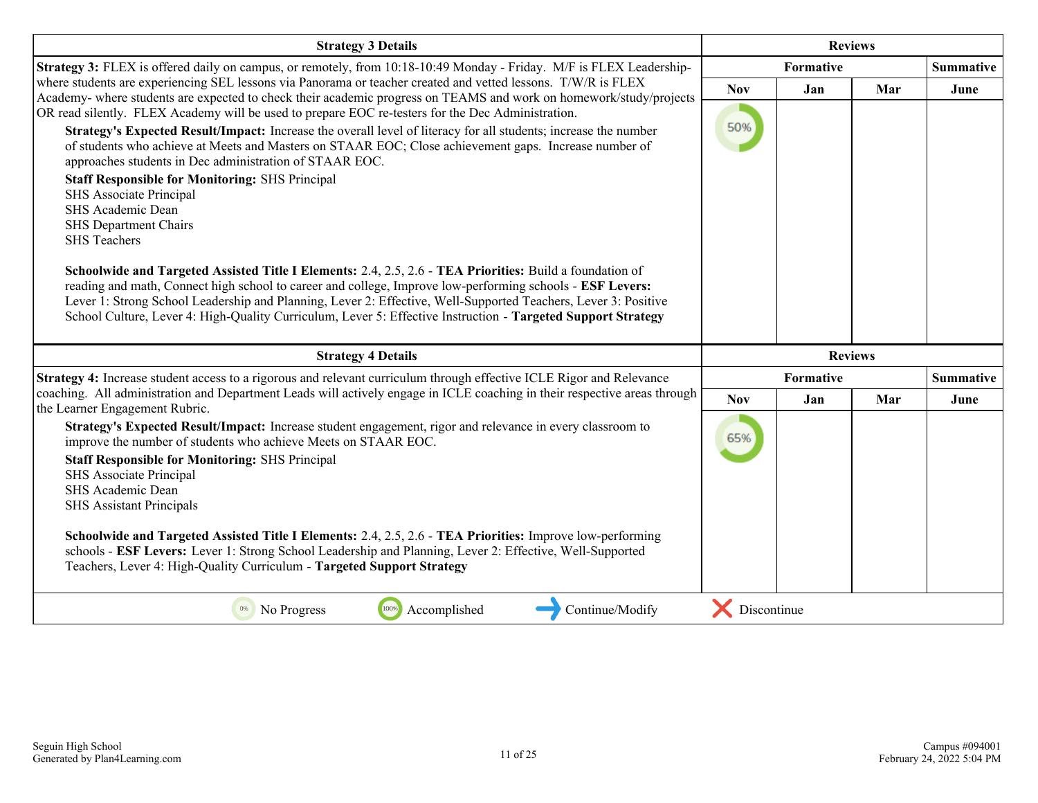| Strategy 3 Details | Reviews | | | |
|---|---|---|---|---|
| | Formative | | | Summative |
| | Nov | Jan | Mar | June |
| **Strategy 3:** FLEX is offered daily on campus, or remotely, from 10:18-10:49 Monday - Friday. M/F is FLEX Leadership- where students are experiencing SEL lessons via Panorama or teacher created and vetted lessons. T/W/R is FLEX Academy- where students are expected to check their academic progress on TEAMS and work on homework/study/projects OR read silently. FLEX Academy will be used to prepare EOC re-testers for the Dec Administration.<br><br>**Strategy's Expected Result/Impact:** Increase the overall level of literacy for all students; increase the number of students who achieve at Meets and Masters on STAAR EOC; Close achievement gaps. Increase number of approaches students in Dec administration of STAAR EOC.<br><br>**Staff Responsible for Monitoring:** SHS Principal<br>SHS Associate Principal<br>SHS Academic Dean<br>SHS Department Chairs<br>SHS Teachers<br><br>**Schoolwide and Targeted Assisted Title I Elements:** 2.4, 2.5, 2.6 - **TEA Priorities:** Build a foundation of reading and math, Connect high school to career and college, Improve low-performing schools - **ESF Levers:** Lever 1: Strong School Leadership and Planning, Lever 2: Effective, Well-Supported Teachers, Lever 3: Positive School Culture, Lever 4: High-Quality Curriculum, Lever 5: Effective Instruction - **Targeted Support Strategy** | 50% | | | |

| Strategy 4 Details | Reviews | | | |
|---|---|---|---|---|
| | Formative | | | Summative |
| | Nov | Jan | Mar | June |
| **Strategy 4:** Increase student access to a rigorous and relevant curriculum through effective ICLE Rigor and Relevance coaching. All administration and Department Leads will actively engage in ICLE coaching in their respective areas through the Learner Engagement Rubric.<br><br>**Strategy's Expected Result/Impact:** Increase student engagement, rigor and relevance in every classroom to improve the number of students who achieve Meets on STAAR EOC.<br><br>**Staff Responsible for Monitoring:** SHS Principal<br>SHS Associate Principal<br>SHS Academic Dean<br>SHS Assistant Principals<br><br>**Schoolwide and Targeted Assisted Title I Elements:** 2.4, 2.5, 2.6 - **TEA Priorities:** Improve low-performing schools - **ESF Levers:** Lever 1: Strong School Leadership and Planning, Lever 2: Effective, Well-Supported Teachers, Lever 4: High-Quality Curriculum - **Targeted Support Strategy** | 65% | | | |

0% No Progress | 100% Accomplished | Continue/Modify | Discontinue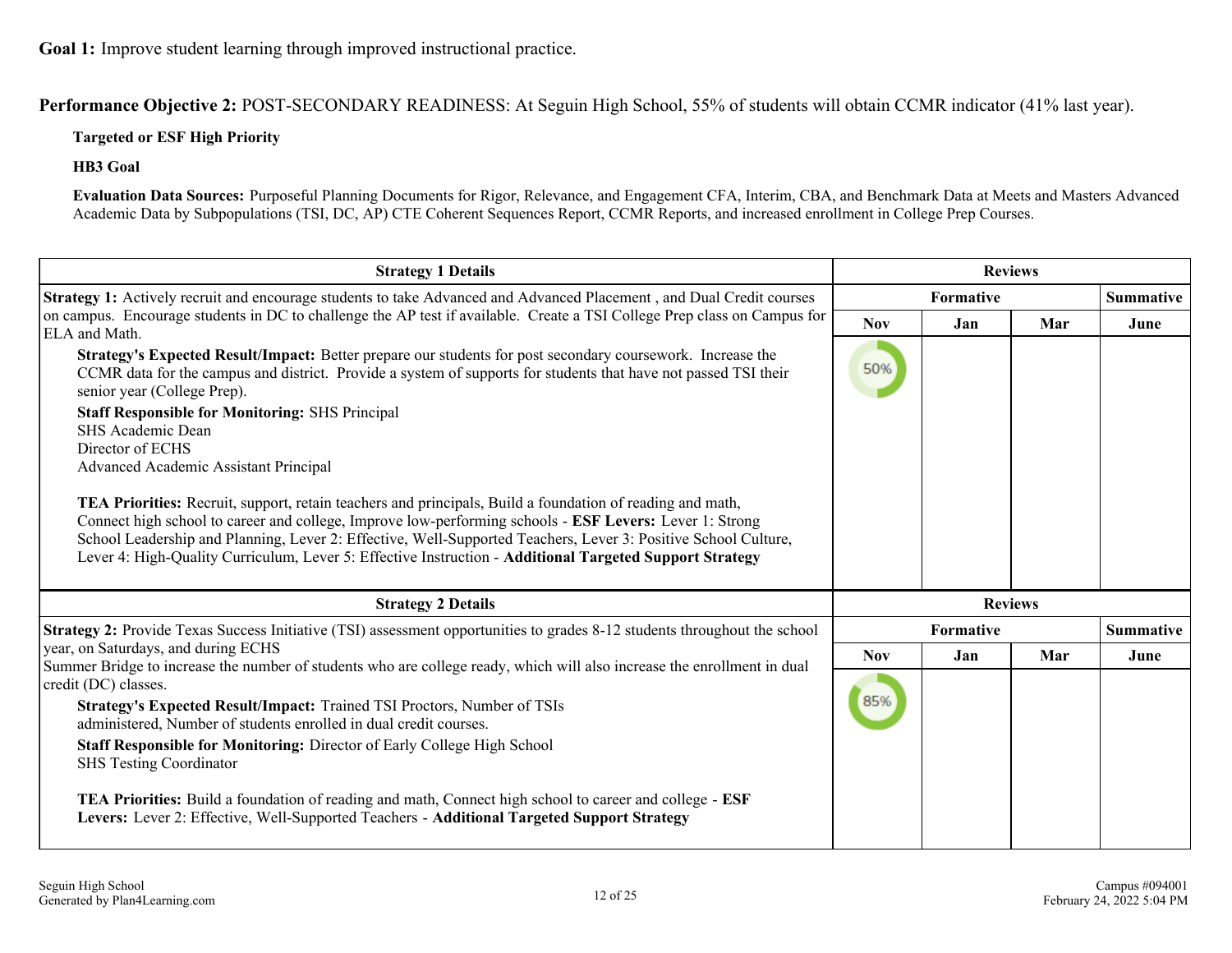**Goal 1:** Improve student learning through improved instructional practice.

**Performance Objective 2:** POST-SECONDARY READINESS: At Seguin High School, 55% of students will obtain CCMR indicator (41% last year).

**Targeted or ESF High Priority**

**HB3 Goal**

**Evaluation Data Sources:** Purposeful Planning Documents for Rigor, Relevance, and Engagement CFA, Interim, CBA, and Benchmark Data at Meets and Masters Advanced Academic Data by Subpopulations (TSI, DC, AP) CTE Coherent Sequences Report, CCMR Reports, and increased enrollment in College Prep Courses.

| Strategy 1 Details | Reviews | | | |
|---|---|---|---|---|
| | Formative | | | Summative |
| | Nov | Jan | Mar | June |
| **Strategy 1:** Actively recruit and encourage students to take Advanced and Advanced Placement , and Dual Credit courses on campus. Encourage students in DC to challenge the AP test if available. Create a TSI College Prep class on Campus for ELA and Math.<br>**Strategy's Expected Result/Impact:** Better prepare our students for post secondary coursework. Increase the CCMR data for the campus and district. Provide a system of supports for students that have not passed TSI their senior year (College Prep).<br>**Staff Responsible for Monitoring:** SHS Principal<br>SHS Academic Dean<br>Director of ECHS<br>Advanced Academic Assistant Principal<br><br>**TEA Priorities:** Recruit, support, retain teachers and principals, Build a foundation of reading and math, Connect high school to career and college, Improve low-performing schools - **ESF Levers:** Lever 1: Strong School Leadership and Planning, Lever 2: Effective, Well-Supported Teachers, Lever 3: Positive School Culture, Lever 4: High-Quality Curriculum, Lever 5: Effective Instruction - **Additional Targeted Support Strategy** | 50% | | | |

| Strategy 2 Details | Reviews | | | |
|---|---|---|---|---|
| | Formative | | | Summative |
| | Nov | Jan | Mar | June |
| **Strategy 2:** Provide Texas Success Initiative (TSI) assessment opportunities to grades 8-12 students throughout the school year, on Saturdays, and during ECHS<br>Summer Bridge to increase the number of students who are college ready, which will also increase the enrollment in dual credit (DC) classes.<br>**Strategy's Expected Result/Impact:** Trained TSI Proctors, Number of TSIs administered, Number of students enrolled in dual credit courses.<br>**Staff Responsible for Monitoring:** Director of Early College High School<br>SHS Testing Coordinator<br><br>**TEA Priorities:** Build a foundation of reading and math, Connect high school to career and college - **ESF Levers:** Lever 2: Effective, Well-Supported Teachers - **Additional Targeted Support Strategy** | 85% | | | |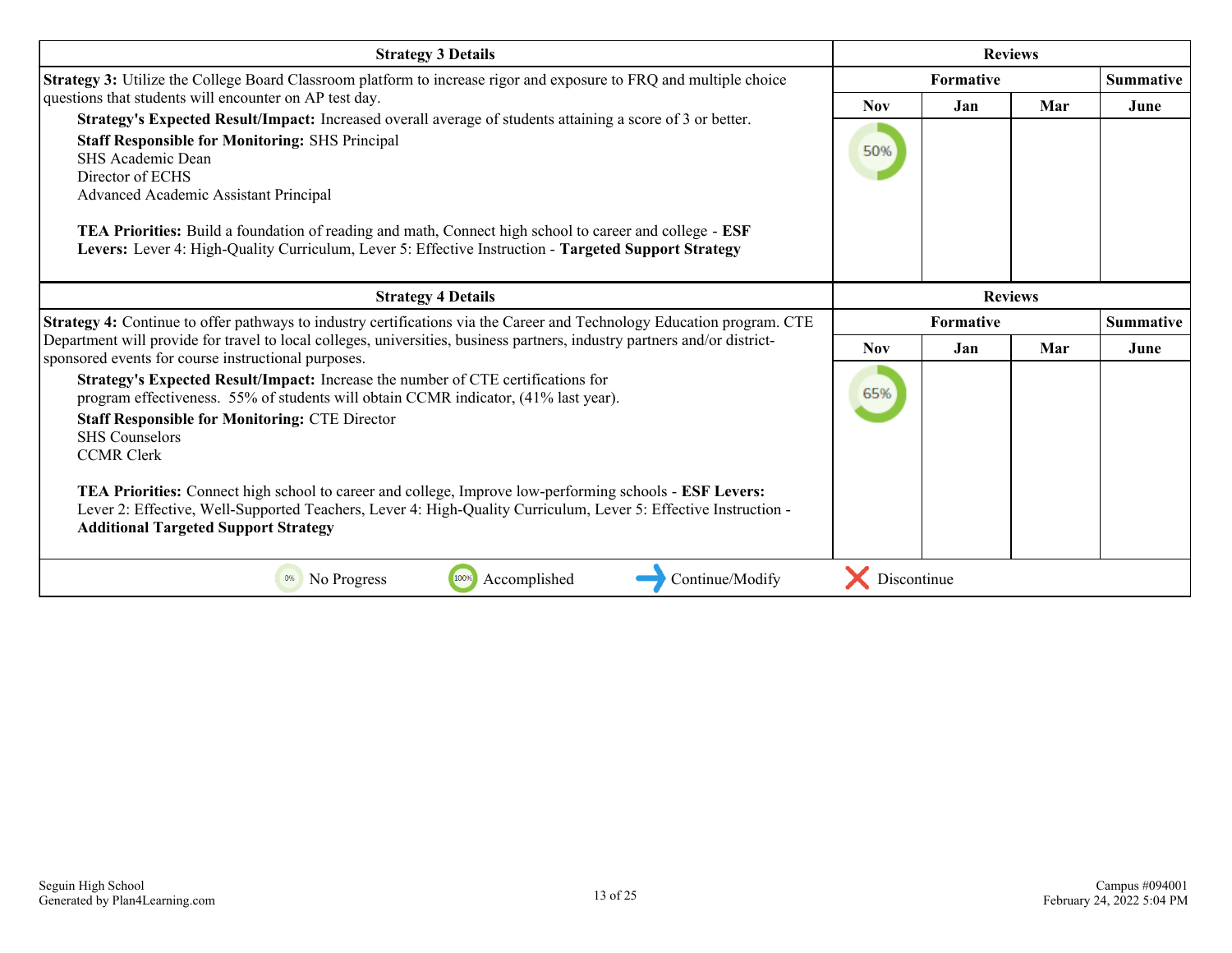| Strategy 3 Details | Reviews | | | |
|---|---|---|---|---|
| | Formative | | | Summative |
| | Nov | Jan | Mar | June |
| **Strategy 3:** Utilize the College Board Classroom platform to increase rigor and exposure to FRQ and multiple choice questions that students will encounter on AP test day.<br>**Strategy's Expected Result/Impact:** Increased overall average of students attaining a score of 3 or better.<br>**Staff Responsible for Monitoring:** SHS Principal<br>SHS Academic Dean<br>Director of ECHS<br>Advanced Academic Assistant Principal<br><br>**TEA Priorities:** Build a foundation of reading and math, Connect high school to career and college - **ESF Levers:** Lever 4: High-Quality Curriculum, Lever 5: Effective Instruction - **Targeted Support Strategy** | 50% | | | |

| Strategy 4 Details | Reviews | | | |
|---|---|---|---|---|
| | Formative | | | Summative |
| | Nov | Jan | Mar | June |
| **Strategy 4:** Continue to offer pathways to industry certifications via the Career and Technology Education program. CTE Department will provide for travel to local colleges, universities, business partners, industry partners and/or district-sponsored events for course instructional purposes.<br>**Strategy's Expected Result/Impact:** Increase the number of CTE certifications for program effectiveness. 55% of students will obtain CCMR indicator, (41% last year).<br>**Staff Responsible for Monitoring:** CTE Director<br>SHS Counselors<br>CCMR Clerk<br><br>**TEA Priorities:** Connect high school to career and college, Improve low-performing schools - **ESF Levers:** Lever 2: Effective, Well-Supported Teachers, Lever 4: High-Quality Curriculum, Lever 5: Effective Instruction - **Additional Targeted Support Strategy** | 65% | | | |

0% No Progress | 100% Accomplished | Continue/Modify | Discontinue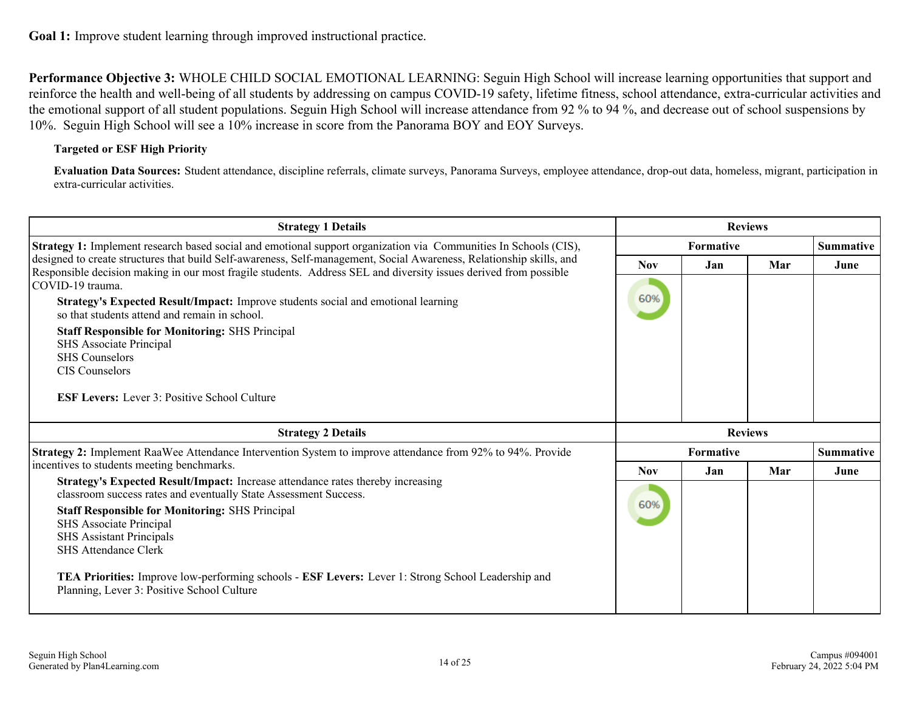**Goal 1:** Improve student learning through improved instructional practice.

**Performance Objective 3:** WHOLE CHILD SOCIAL EMOTIONAL LEARNING: Seguin High School will increase learning opportunities that support and reinforce the health and well-being of all students by addressing on campus COVID-19 safety, lifetime fitness, school attendance, extra-curricular activities and the emotional support of all student populations. Seguin High School will increase attendance from 92 % to 94 %, and decrease out of school suspensions by 10%. Seguin High School will see a 10% increase in score from the Panorama BOY and EOY Surveys.

**Targeted or ESF High Priority**

**Evaluation Data Sources:** Student attendance, discipline referrals, climate surveys, Panorama Surveys, employee attendance, drop-out data, homeless, migrant, participation in extra-curricular activities.

| Strategy 1 Details | Reviews | | | |
|---|---|---|---|---|
| | Formative | | | Summative |
| | Nov | Jan | Mar | June |
| **Strategy 1:** Implement research based social and emotional support organization via Communities In Schools (CIS), designed to create structures that build Self-awareness, Self-management, Social Awareness, Relationship skills, and Responsible decision making in our most fragile students. Address SEL and diversity issues derived from possible COVID-19 trauma.<br>**Strategy's Expected Result/Impact:** Improve students social and emotional learning so that students attend and remain in school.<br>**Staff Responsible for Monitoring:** SHS Principal<br>SHS Associate Principal<br>SHS Counselors<br>CIS Counselors<br><br>**ESF Levers:** Lever 3: Positive School Culture | 60% | | | |

| Strategy 2 Details | Reviews | | | |
|---|---|---|---|---|
| | Formative | | | Summative |
| | Nov | Jan | Mar | June |
| **Strategy 2:** Implement RaaWee Attendance Intervention System to improve attendance from 92% to 94%. Provide incentives to students meeting benchmarks.<br>**Strategy's Expected Result/Impact:** Increase attendance rates thereby increasing classroom success rates and eventually State Assessment Success.<br>**Staff Responsible for Monitoring:** SHS Principal<br>SHS Associate Principal<br>SHS Assistant Principals<br>SHS Attendance Clerk<br><br>**TEA Priorities:** Improve low-performing schools - **ESF Levers:** Lever 1: Strong School Leadership and Planning, Lever 3: Positive School Culture | 60% | | | |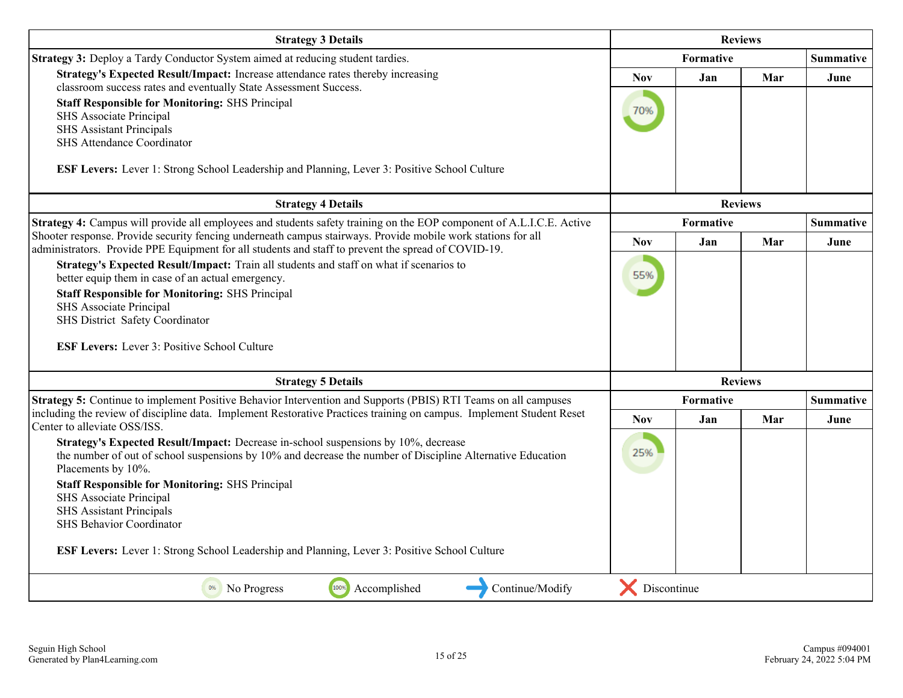| Strategy 3 Details | Reviews | | | |
|---|---|---|---|---|
| | Formative | | | Summative |
| **Strategy 3:** Deploy a Tardy Conductor System aimed at reducing student tardies.<br>**Strategy's Expected Result/Impact:** Increase attendance rates thereby increasing classroom success rates and eventually State Assessment Success.<br>**Staff Responsible for Monitoring:** SHS Principal<br>SHS Associate Principal<br>SHS Assistant Principals<br>SHS Attendance Coordinator<br><br>**ESF Levers:** Lever 1: Strong School Leadership and Planning, Lever 3: Positive School Culture | Nov | Jan | Mar | June |
| | 70% | | | |

| Strategy 4 Details | Reviews | | | |
|---|---|---|---|---|
| | Formative | | | Summative |
| **Strategy 4:** Campus will provide all employees and students safety training on the EOP component of A.L.I.C.E. Active Shooter response. Provide security fencing underneath campus stairways. Provide mobile work stations for all administrators. Provide PPE Equipment for all students and staff to prevent the spread of COVID-19.<br>**Strategy's Expected Result/Impact:** Train all students and staff on what if scenarios to better equip them in case of an actual emergency.<br>**Staff Responsible for Monitoring:** SHS Principal<br>SHS Associate Principal<br>SHS District Safety Coordinator<br><br>**ESF Levers:** Lever 3: Positive School Culture | Nov | Jan | Mar | June |
| | 55% | | | |

| Strategy 5 Details | Reviews | | | |
|---|---|---|---|---|
| | Formative | | | Summative |
| **Strategy 5:** Continue to implement Positive Behavior Intervention and Supports (PBIS) RTI Teams on all campuses including the review of discipline data. Implement Restorative Practices training on campus. Implement Student Reset Center to alleviate OSS/ISS.<br>**Strategy's Expected Result/Impact:** Decrease in-school suspensions by 10%, decrease the number of out of school suspensions by 10% and decrease the number of Discipline Alternative Education Placements by 10%.<br>**Staff Responsible for Monitoring:** SHS Principal<br>SHS Associate Principal<br>SHS Assistant Principals<br>SHS Behavior Coordinator<br><br>**ESF Levers:** Lever 1: Strong School Leadership and Planning, Lever 3: Positive School Culture | Nov | Jan | Mar | June |
| | 25% | | | |

0% No Progress | 100% Accomplished | ➜ Continue/Modify | ✖ Discontinue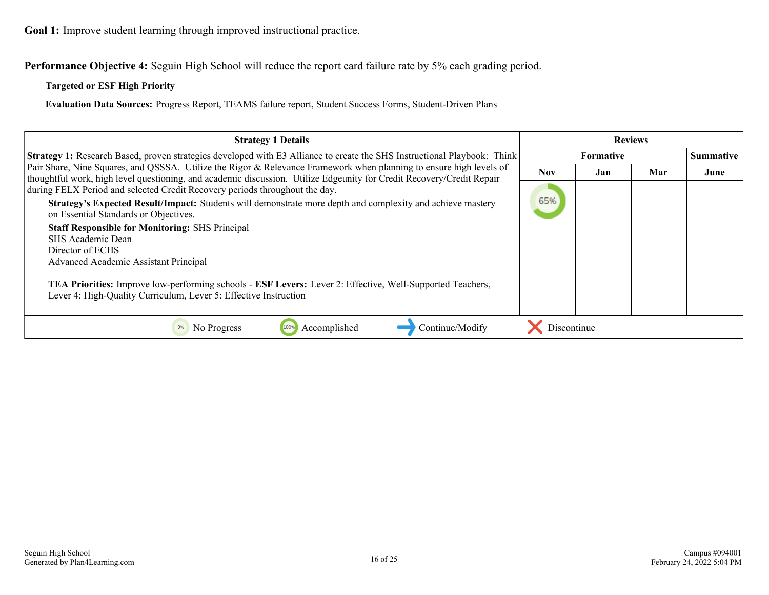**Goal 1:** Improve student learning through improved instructional practice.

**Performance Objective 4:** Seguin High School will reduce the report card failure rate by 5% each grading period.

**Targeted or ESF High Priority**

**Evaluation Data Sources:** Progress Report, TEAMS failure report, Student Success Forms, Student-Driven Plans

| Strategy 1 Details | Reviews | | | |
|---|---|---|---|---|
| | Formative | | | Summative |
| | Nov | Jan | Mar | June |
| **Strategy 1:** Research Based, proven strategies developed with E3 Alliance to create the SHS Instructional Playbook: Think Pair Share, Nine Squares, and QSSSA. Utilize the Rigor & Relevance Framework when planning to ensure high levels of thoughtful work, high level questioning, and academic discussion. Utilize Edgeunity for Credit Recovery/Credit Repair during FELX Period and selected Credit Recovery periods throughout the day.<br>**Strategy's Expected Result/Impact:** Students will demonstrate more depth and complexity and achieve mastery on Essential Standards or Objectives.<br>**Staff Responsible for Monitoring:** SHS Principal<br>SHS Academic Dean<br>Director of ECHS<br>Advanced Academic Assistant Principal<br><br>**TEA Priorities:** Improve low-performing schools - **ESF Levers:** Lever 2: Effective, Well-Supported Teachers, Lever 4: High-Quality Curriculum, Lever 5: Effective Instruction | 65% | | | |

0% No Progress | 100% Accomplished | Continue/Modify | Discontinue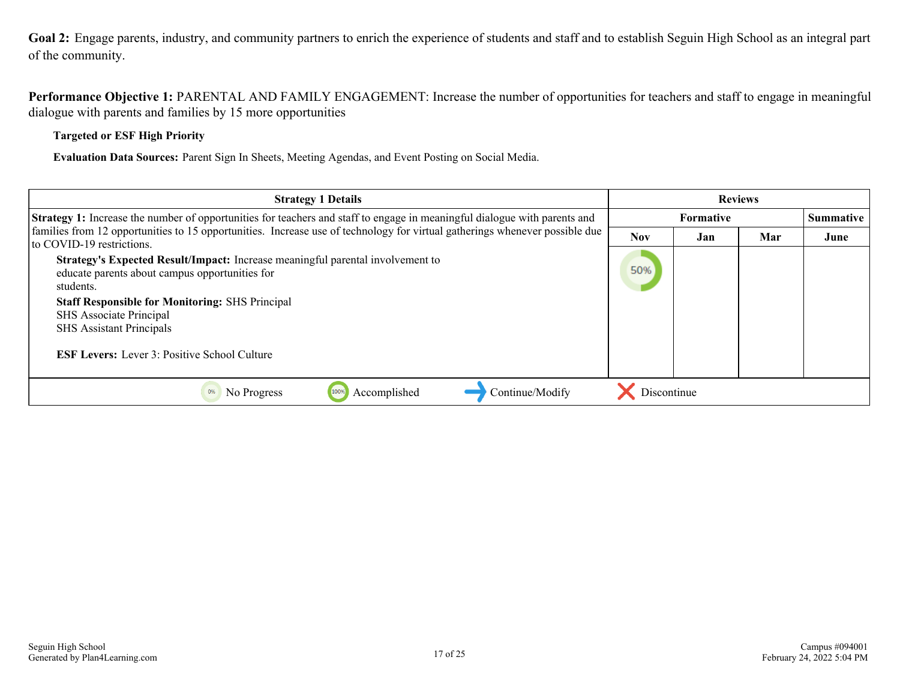**Goal 2:** Engage parents, industry, and community partners to enrich the experience of students and staff and to establish Seguin High School as an integral part of the community.

**Performance Objective 1:** PARENTAL AND FAMILY ENGAGEMENT: Increase the number of opportunities for teachers and staff to engage in meaningful dialogue with parents and families by 15 more opportunities

**Targeted or ESF High Priority**

**Evaluation Data Sources:** Parent Sign In Sheets, Meeting Agendas, and Event Posting on Social Media.

| Strategy 1 Details | Reviews | | | |
|---|---|---|---|---|
| | Formative | | | Summative |
| | Nov | Jan | Mar | June |
| **Strategy 1:** Increase the number of opportunities for teachers and staff to engage in meaningful dialogue with parents and families from 12 opportunities to 15 opportunities. Increase use of technology for virtual gatherings whenever possible due to COVID-19 restrictions.<br>**Strategy's Expected Result/Impact:** Increase meaningful parental involvement to educate parents about campus opportunities for students.<br>**Staff Responsible for Monitoring:** SHS Principal<br>SHS Associate Principal<br>SHS Assistant Principals<br>**ESF Levers:** Lever 3: Positive School Culture | 50% | | | |

0% No Progress | 100% Accomplished | Continue/Modify | Discontinue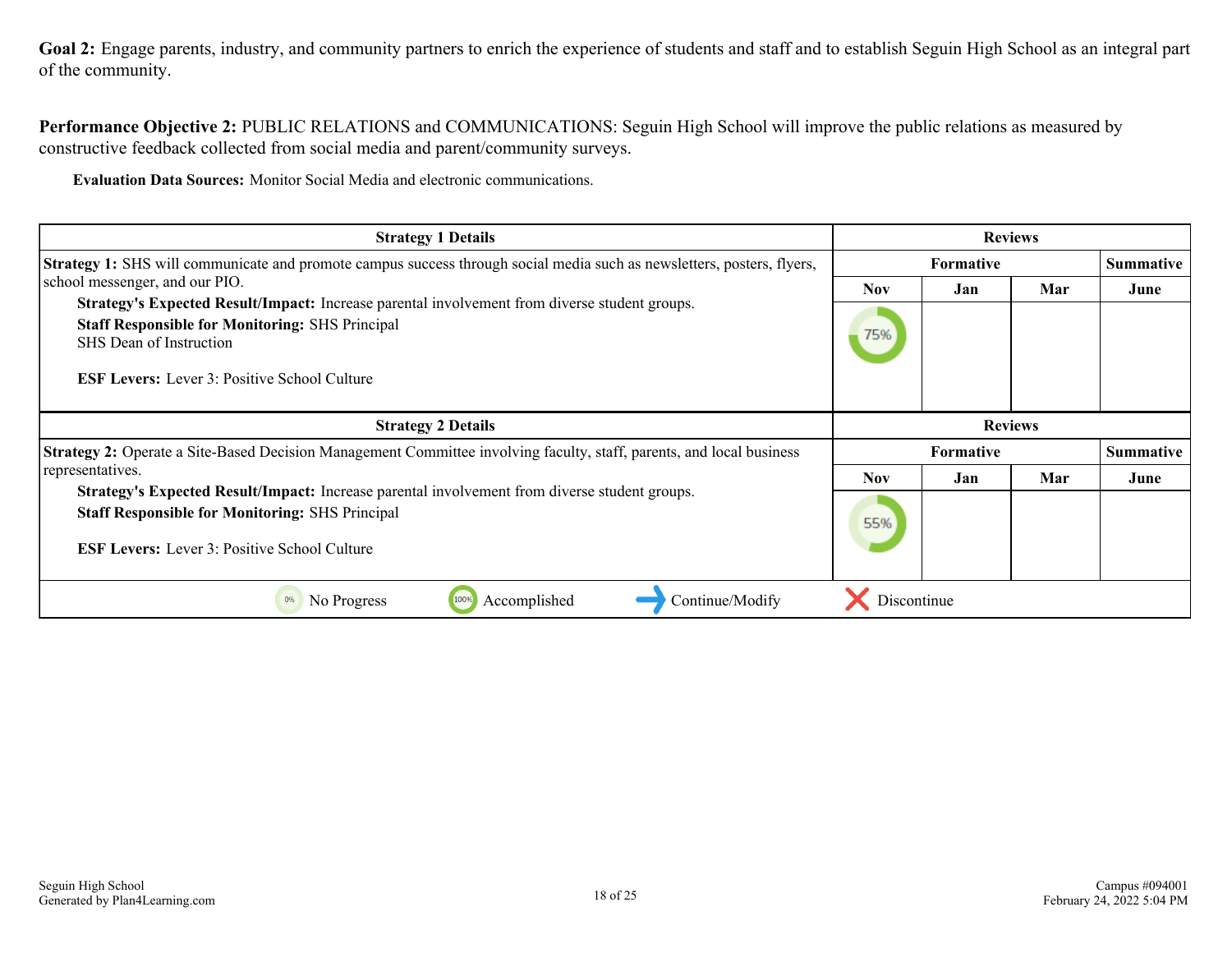**Goal 2:** Engage parents, industry, and community partners to enrich the experience of students and staff and to establish Seguin High School as an integral part of the community.

**Performance Objective 2:** PUBLIC RELATIONS and COMMUNICATIONS: Seguin High School will improve the public relations as measured by constructive feedback collected from social media and parent/community surveys.

**Evaluation Data Sources:** Monitor Social Media and electronic communications.

| Strategy 1 Details | Reviews | | | |
|---|---|---|---|---|
| | Formative | | | Summative |
| | Nov | Jan | Mar | June |
| **Strategy 1:** SHS will communicate and promote campus success through social media such as newsletters, posters, flyers, school messenger, and our PIO.<br>**Strategy's Expected Result/Impact:** Increase parental involvement from diverse student groups.<br>**Staff Responsible for Monitoring:** SHS Principal<br>SHS Dean of Instruction<br>**ESF Levers:** Lever 3: Positive School Culture | 75% | | | |

| Strategy 2 Details | Reviews | | | |
|---|---|---|---|---|
| | Formative | | | Summative |
| | Nov | Jan | Mar | June |
| **Strategy 2:** Operate a Site-Based Decision Management Committee involving faculty, staff, parents, and local business representatives.<br>**Strategy's Expected Result/Impact:** Increase parental involvement from diverse student groups.<br>**Staff Responsible for Monitoring:** SHS Principal<br>**ESF Levers:** Lever 3: Positive School Culture | 55% | | | |

0% No Progress | 100% Accomplished | → Continue/Modify | ✗ Discontinue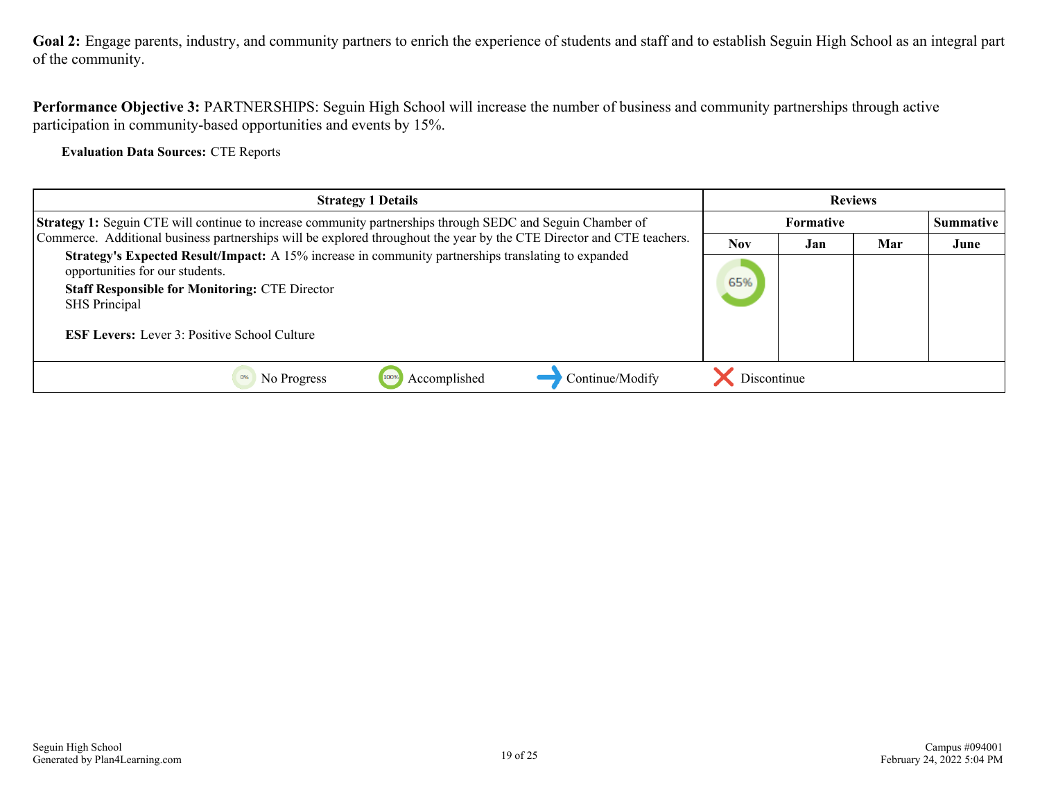**Goal 2:** Engage parents, industry, and community partners to enrich the experience of students and staff and to establish Seguin High School as an integral part of the community.

**Performance Objective 3:** PARTNERSHIPS: Seguin High School will increase the number of business and community partnerships through active participation in community-based opportunities and events by 15%.

**Evaluation Data Sources:** CTE Reports

| Strategy 1 Details | Reviews | | | |
|---|---|---|---|---|
| | Formative | | | Summative |
| | Nov | Jan | Mar | June |
| **Strategy 1:** Seguin CTE will continue to increase community partnerships through SEDC and Seguin Chamber of Commerce. Additional business partnerships will be explored throughout the year by the CTE Director and CTE teachers.<br>**Strategy's Expected Result/Impact:** A 15% increase in community partnerships translating to expanded opportunities for our students.<br>**Staff Responsible for Monitoring:** CTE Director<br>SHS Principal<br><br>**ESF Levers:** Lever 3: Positive School Culture | 65% | | | |
| 0% No Progress · 100% Accomplished · Continue/Modify · Discontinue | | | | |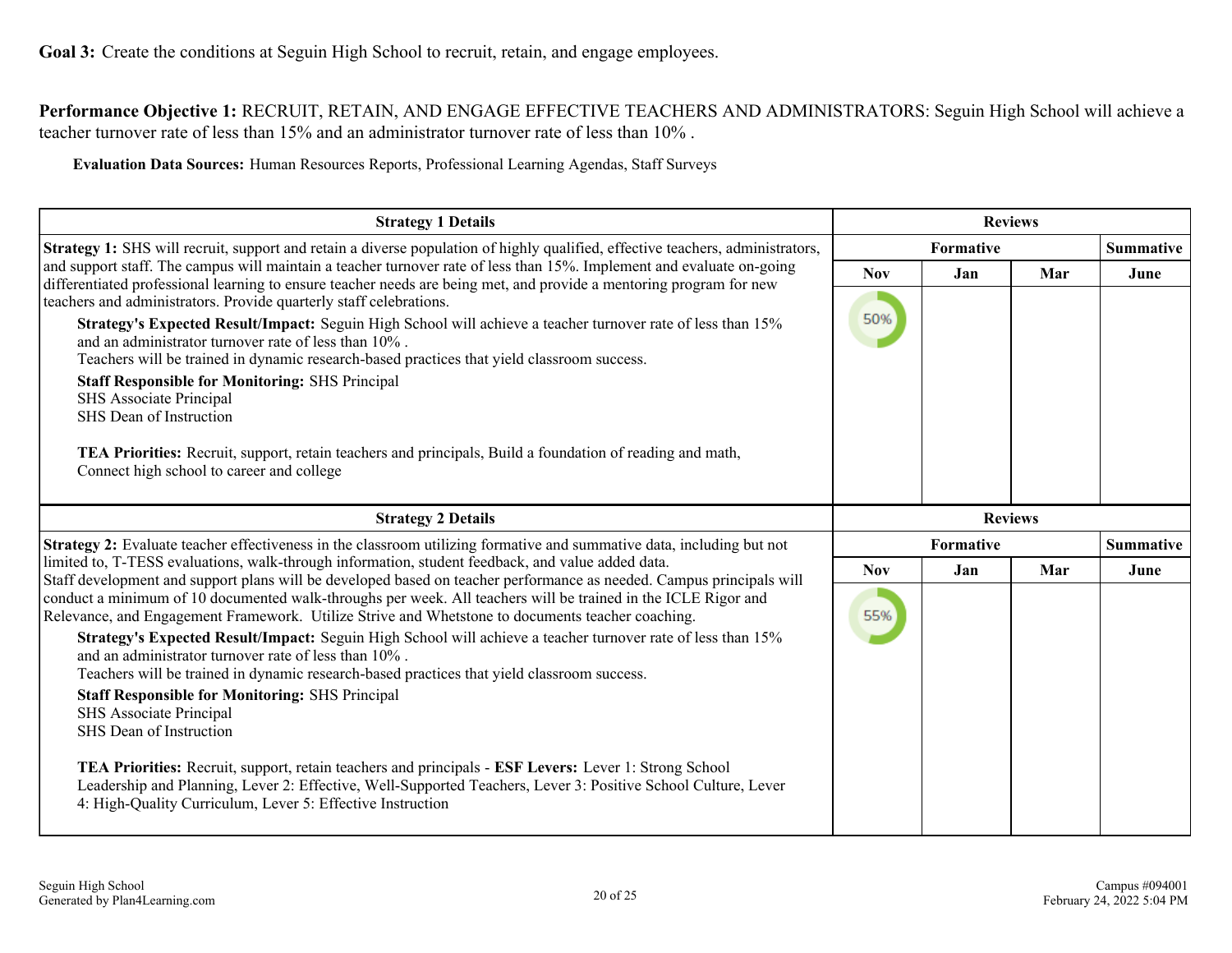**Goal 3:** Create the conditions at Seguin High School to recruit, retain, and engage employees.

**Performance Objective 1:** RECRUIT, RETAIN, AND ENGAGE EFFECTIVE TEACHERS AND ADMINISTRATORS: Seguin High School will achieve a teacher turnover rate of less than 15% and an administrator turnover rate of less than 10% .

**Evaluation Data Sources:** Human Resources Reports, Professional Learning Agendas, Staff Surveys

| Strategy 1 Details | Reviews | | | |
|---|---|---|---|---|
| | Formative | | | Summative |
| | Nov | Jan | Mar | June |
| **Strategy 1:** SHS will recruit, support and retain a diverse population of highly qualified, effective teachers, administrators, and support staff. The campus will maintain a teacher turnover rate of less than 15%. Implement and evaluate on-going differentiated professional learning to ensure teacher needs are being met, and provide a mentoring program for new teachers and administrators. Provide quarterly staff celebrations.<br>**Strategy's Expected Result/Impact:** Seguin High School will achieve a teacher turnover rate of less than 15% and an administrator turnover rate of less than 10% .<br>Teachers will be trained in dynamic research-based practices that yield classroom success.<br>**Staff Responsible for Monitoring:** SHS Principal<br>SHS Associate Principal<br>SHS Dean of Instruction<br><br>**TEA Priorities:** Recruit, support, retain teachers and principals, Build a foundation of reading and math, Connect high school to career and college | 50% | | | |

| Strategy 2 Details | Reviews | | | |
|---|---|---|---|---|
| | Formative | | | Summative |
| | Nov | Jan | Mar | June |
| **Strategy 2:** Evaluate teacher effectiveness in the classroom utilizing formative and summative data, including but not limited to, T-TESS evaluations, walk-through information, student feedback, and value added data.<br>Staff development and support plans will be developed based on teacher performance as needed. Campus principals will conduct a minimum of 10 documented walk-throughs per week. All teachers will be trained in the ICLE Rigor and Relevance, and Engagement Framework. Utilize Strive and Whetstone to documents teacher coaching.<br>**Strategy's Expected Result/Impact:** Seguin High School will achieve a teacher turnover rate of less than 15% and an administrator turnover rate of less than 10% .<br>Teachers will be trained in dynamic research-based practices that yield classroom success.<br>**Staff Responsible for Monitoring:** SHS Principal<br>SHS Associate Principal<br>SHS Dean of Instruction<br><br>**TEA Priorities:** Recruit, support, retain teachers and principals - **ESF Levers:** Lever 1: Strong School Leadership and Planning, Lever 2: Effective, Well-Supported Teachers, Lever 3: Positive School Culture, Lever 4: High-Quality Curriculum, Lever 5: Effective Instruction | 55% | | | |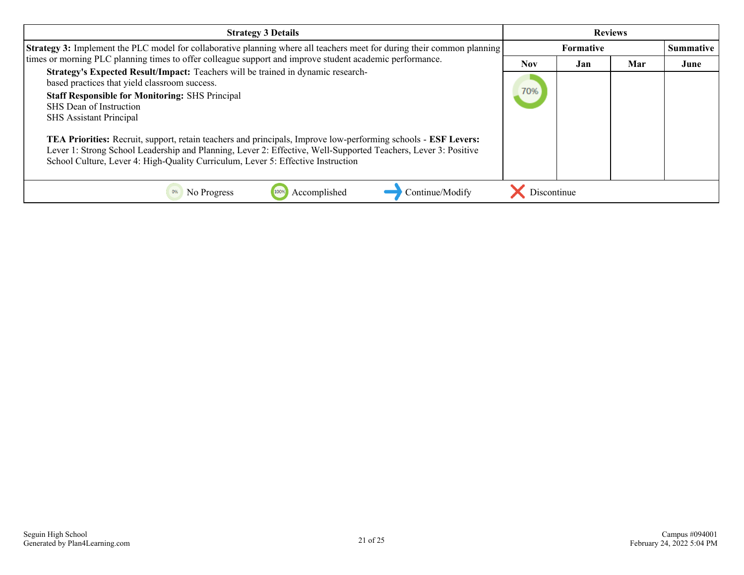| Strategy 3 Details | Reviews | | | |
|---|---|---|---|---|
| | Formative | | | Summative |
| **Strategy 3:** Implement the PLC model for collaborative planning where all teachers meet for during their common planning times or morning PLC planning times to offer colleague support and improve student academic performance.<br><br>**Strategy's Expected Result/Impact:** Teachers will be trained in dynamic research-based practices that yield classroom success.<br><br>**Staff Responsible for Monitoring:** SHS Principal<br>SHS Dean of Instruction<br>SHS Assistant Principal<br><br>**TEA Priorities:** Recruit, support, retain teachers and principals, Improve low-performing schools - **ESF Levers:** Lever 1: Strong School Leadership and Planning, Lever 2: Effective, Well-Supported Teachers, Lever 3: Positive School Culture, Lever 4: High-Quality Curriculum, Lever 5: Effective Instruction | **Nov** | **Jan** | **Mar** | **June** |
| | 70% | | | |

0% No Progress | 100% Accomplished | Continue/Modify | Discontinue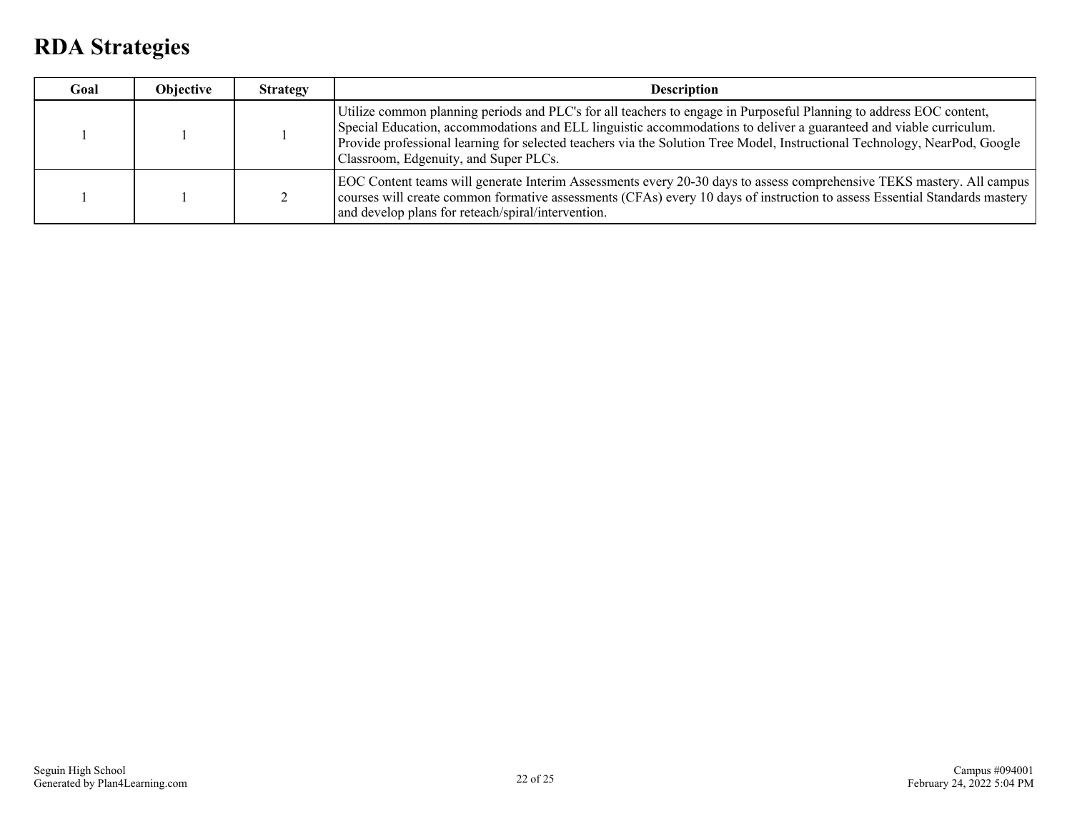# RDA Strategies

| Goal | Objective | Strategy | Description |
|---|---|---|---|
| 1 | 1 | 1 | Utilize common planning periods and PLC's for all teachers to engage in Purposeful Planning to address EOC content, Special Education, accommodations and ELL linguistic accommodations to deliver a guaranteed and viable curriculum. Provide professional learning for selected teachers via the Solution Tree Model, Instructional Technology, NearPod, Google Classroom, Edgenuity, and Super PLCs. |
| 1 | 1 | 2 | EOC Content teams will generate Interim Assessments every 20-30 days to assess comprehensive TEKS mastery. All campus courses will create common formative assessments (CFAs) every 10 days of instruction to assess Essential Standards mastery and develop plans for reteach/spiral/intervention. |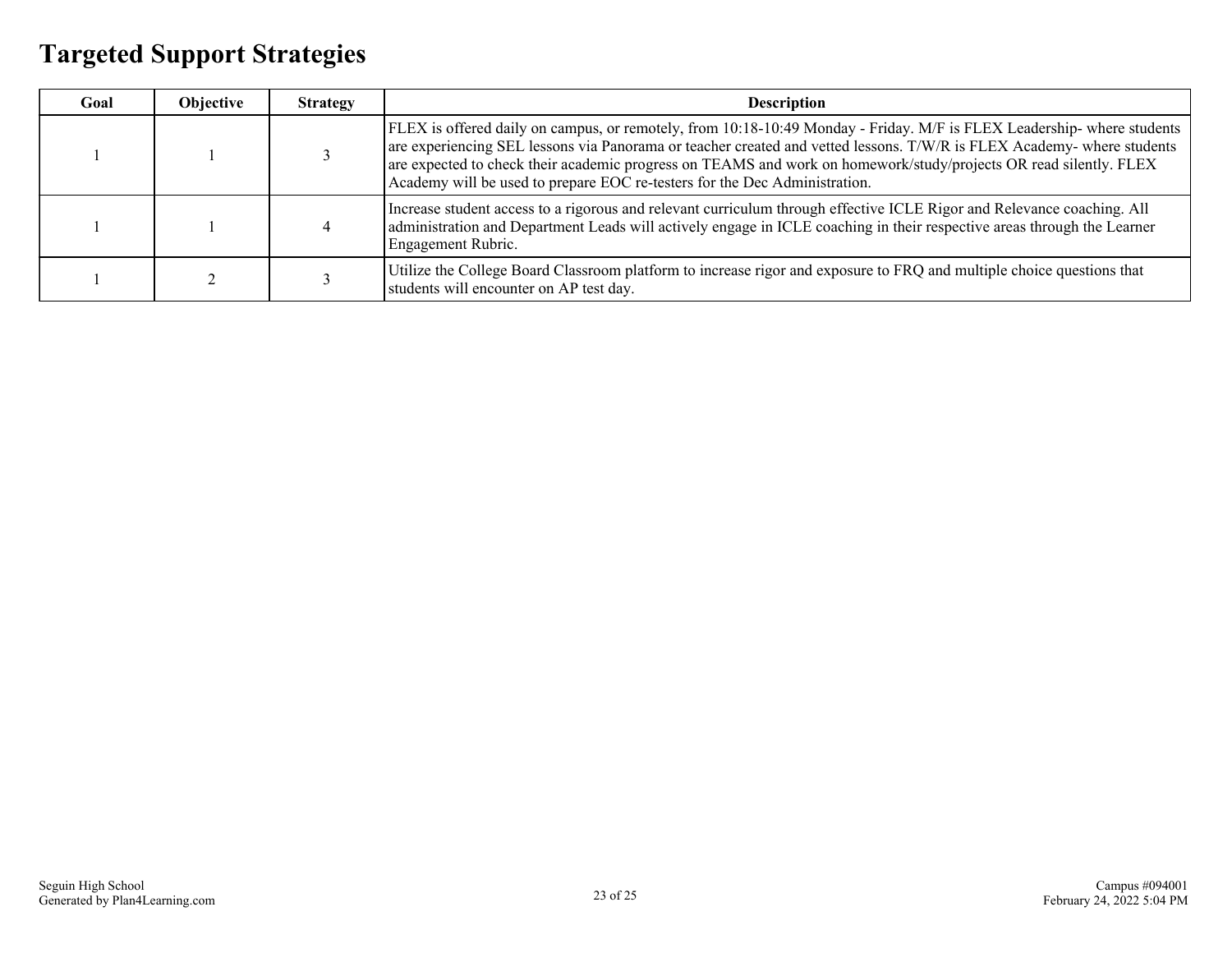# Targeted Support Strategies

| Goal | Objective | Strategy | Description |
|---|---|---|---|
| 1 | 1 | 3 | FLEX is offered daily on campus, or remotely, from 10:18-10:49 Monday - Friday. M/F is FLEX Leadership- where students are experiencing SEL lessons via Panorama or teacher created and vetted lessons. T/W/R is FLEX Academy- where students are expected to check their academic progress on TEAMS and work on homework/study/projects OR read silently. FLEX Academy will be used to prepare EOC re-testers for the Dec Administration. |
| 1 | 1 | 4 | Increase student access to a rigorous and relevant curriculum through effective ICLE Rigor and Relevance coaching. All administration and Department Leads will actively engage in ICLE coaching in their respective areas through the Learner Engagement Rubric. |
| 1 | 2 | 3 | Utilize the College Board Classroom platform to increase rigor and exposure to FRQ and multiple choice questions that students will encounter on AP test day. |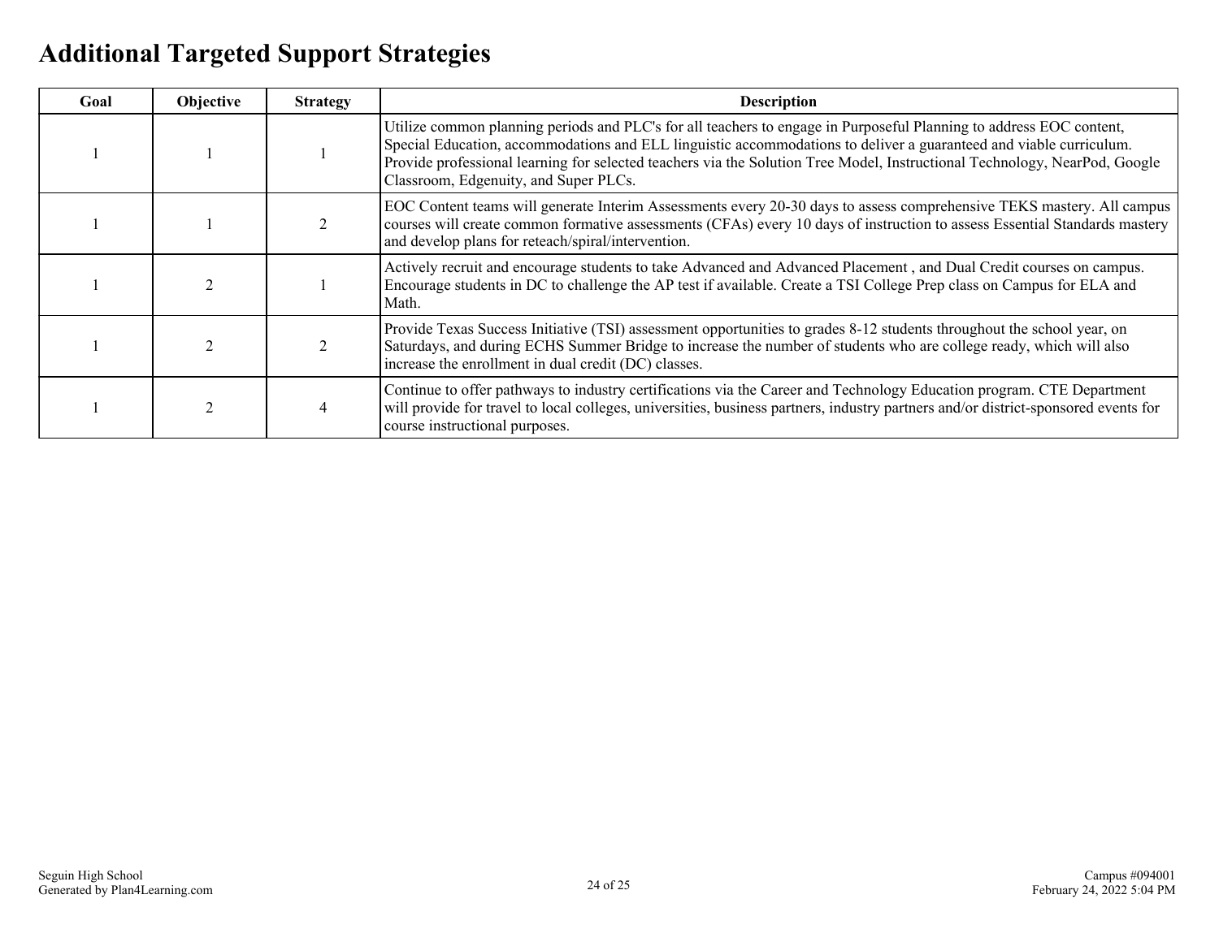# Additional Targeted Support Strategies

| Goal | Objective | Strategy | Description |
|---|---|---|---|
| 1 | 1 | 1 | Utilize common planning periods and PLC's for all teachers to engage in Purposeful Planning to address EOC content, Special Education, accommodations and ELL linguistic accommodations to deliver a guaranteed and viable curriculum. Provide professional learning for selected teachers via the Solution Tree Model, Instructional Technology, NearPod, Google Classroom, Edgenuity, and Super PLCs. |
| 1 | 1 | 2 | EOC Content teams will generate Interim Assessments every 20-30 days to assess comprehensive TEKS mastery. All campus courses will create common formative assessments (CFAs) every 10 days of instruction to assess Essential Standards mastery and develop plans for reteach/spiral/intervention. |
| 1 | 2 | 1 | Actively recruit and encourage students to take Advanced and Advanced Placement , and Dual Credit courses on campus. Encourage students in DC to challenge the AP test if available. Create a TSI College Prep class on Campus for ELA and Math. |
| 1 | 2 | 2 | Provide Texas Success Initiative (TSI) assessment opportunities to grades 8-12 students throughout the school year, on Saturdays, and during ECHS Summer Bridge to increase the number of students who are college ready, which will also increase the enrollment in dual credit (DC) classes. |
| 1 | 2 | 4 | Continue to offer pathways to industry certifications via the Career and Technology Education program. CTE Department will provide for travel to local colleges, universities, business partners, industry partners and/or district-sponsored events for course instructional purposes. |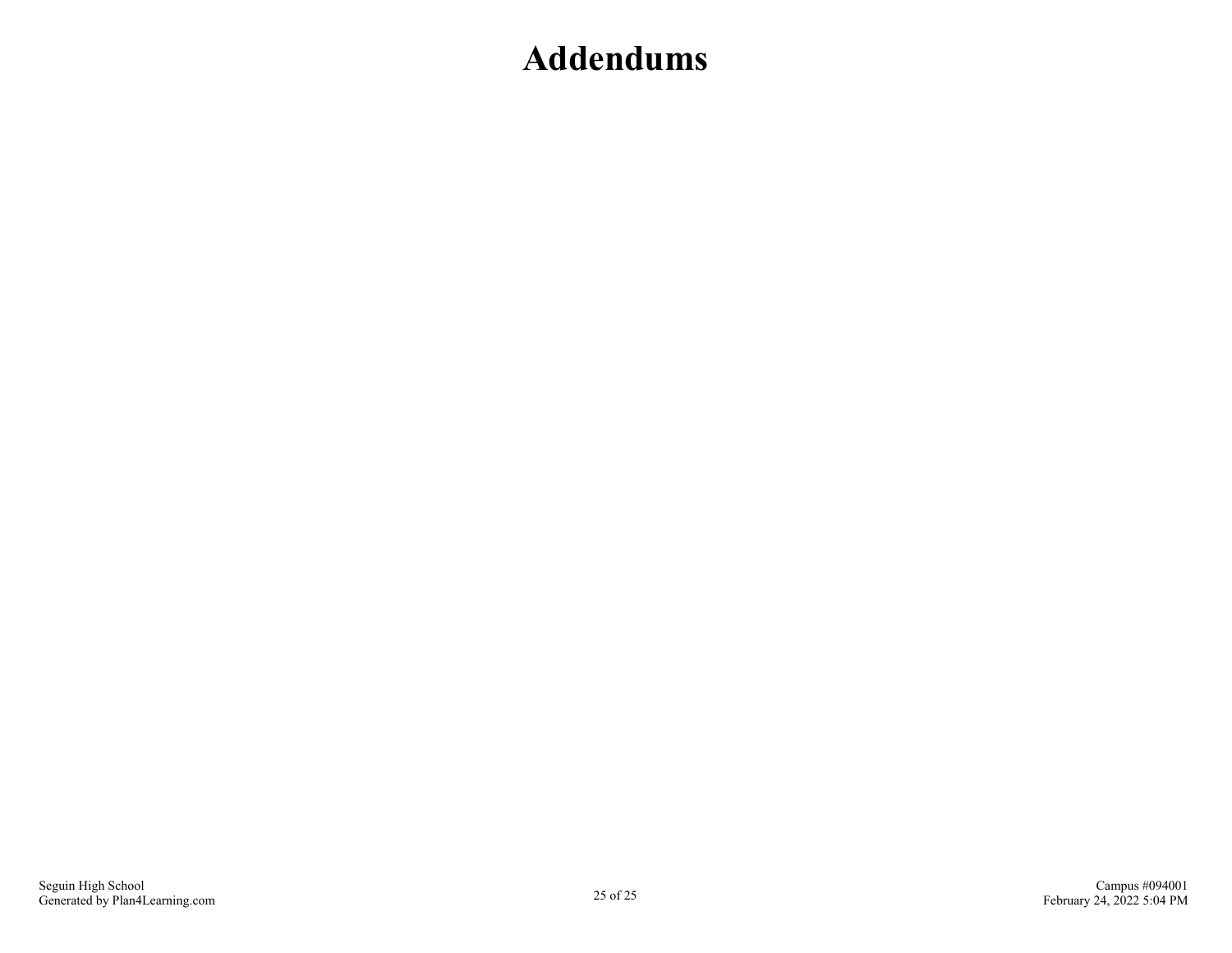# Addendums